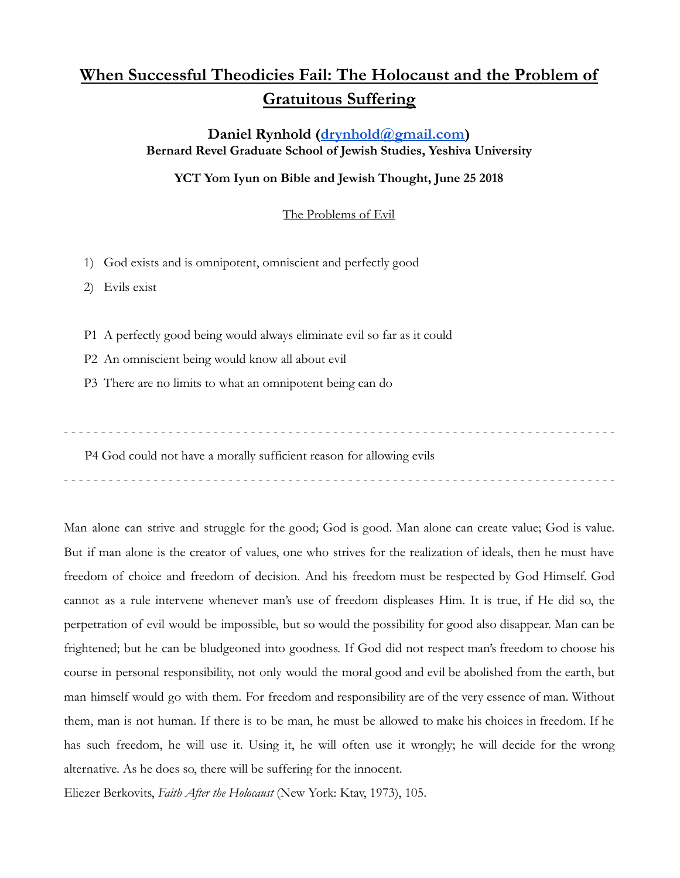# When Successful Theodicies Fail: The Holocaust and the Problem of Gratuitous Suffering

**Daniel Rynhold ([drynhold@gmail.com](mailto:drynhold@gmail.com))**
**Bernard Revel Graduate School of Jewish Studies, Yeshiva University**

**YCT Yom Iyun on Bible and Jewish Thought, June 25 2018**

The Problems of Evil

1) God exists and is omnipotent, omniscient and perfectly good
2) Evils exist

P1 A perfectly good being would always eliminate evil so far as it could

P2 An omniscient being would know all about evil

P3 There are no limits to what an omnipotent being can do

- - - - - - - - - - - - - - - - - - - - - - - - - - - - - - - - - - - - - - - - - - - - - - - - - - - - - - - - - - - - - - - - - - - - - - - - -

P4 God could not have a morally sufficient reason for allowing evils

- - - - - - - - - - - - - - - - - - - - - - - - - - - - - - - - - - - - - - - - - - - - - - - - - - - - - - - - - - - - - - - - - - - - - - - - -

Man alone can strive and struggle for the good; God is good. Man alone can create value; God is value. But if man alone is the creator of values, one who strives for the realization of ideals, then he must have freedom of choice and freedom of decision. And his freedom must be respected by God Himself. God cannot as a rule intervene whenever man's use of freedom displeases Him. It is true, if He did so, the perpetration of evil would be impossible, but so would the possibility for good also disappear. Man can be frightened; but he can be bludgeoned into goodness. If God did not respect man's freedom to choose his course in personal responsibility, not only would the moral good and evil be abolished from the earth, but man himself would go with them. For freedom and responsibility are of the very essence of man. Without them, man is not human. If there is to be man, he must be allowed to make his choices in freedom. If he has such freedom, he will use it. Using it, he will often use it wrongly; he will decide for the wrong alternative. As he does so, there will be suffering for the innocent.

Eliezer Berkovits, *Faith After the Holocaust* (New York: Ktav, 1973), 105.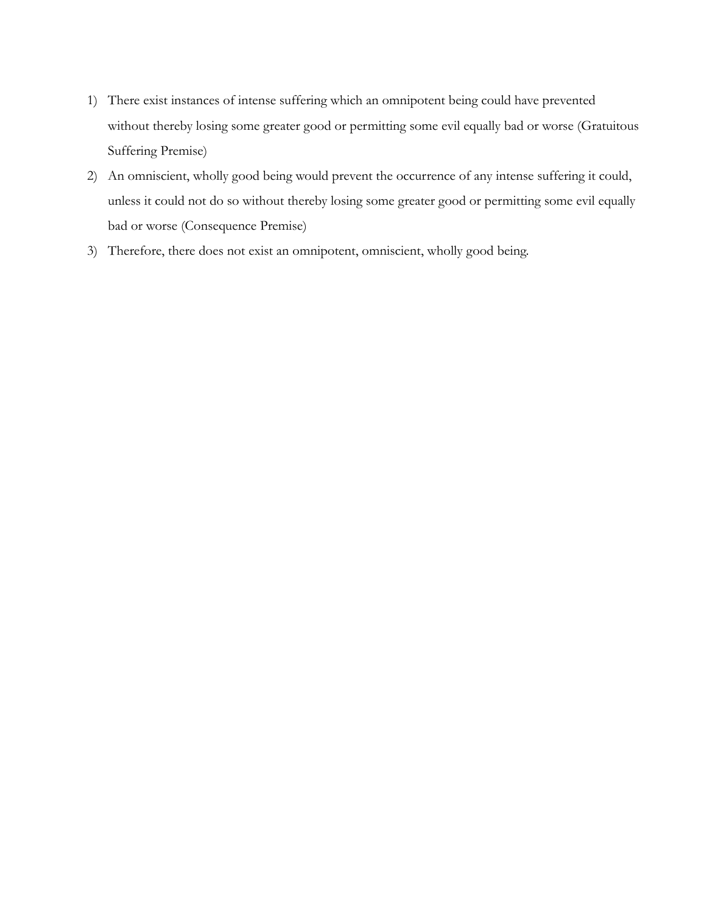1) There exist instances of intense suffering which an omnipotent being could have prevented without thereby losing some greater good or permitting some evil equally bad or worse (Gratuitous Suffering Premise)
2) An omniscient, wholly good being would prevent the occurrence of any intense suffering it could, unless it could not do so without thereby losing some greater good or permitting some evil equally bad or worse (Consequence Premise)
3) Therefore, there does not exist an omnipotent, omniscient, wholly good being.